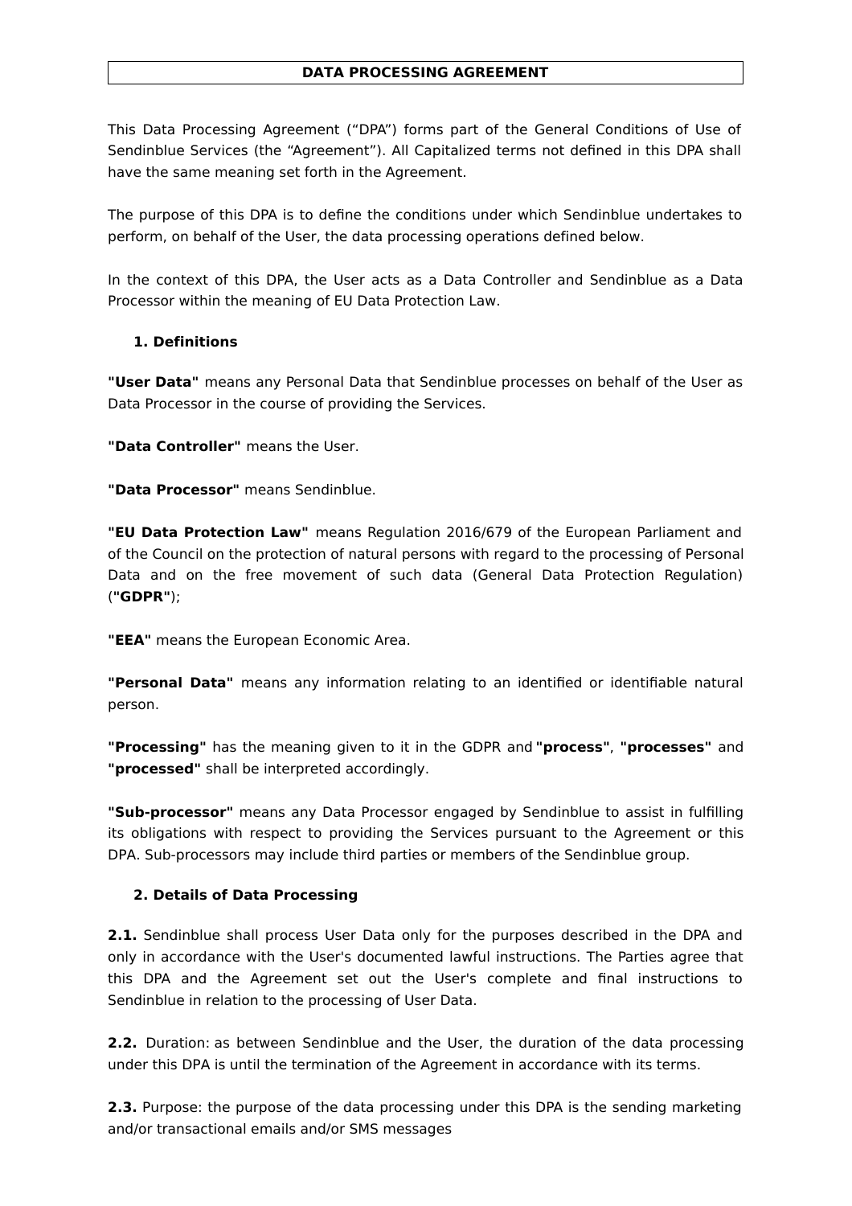# DATA PROCESSING AGREEMENT

This Data Processing Agreement ("DPA") forms part of the General Conditions of Use of Sendinblue Services (the "Agreement"). All Capitalized terms not defined in this DPA shall have the same meaning set forth in the Agreement.

The purpose of this DPA is to define the conditions under which Sendinblue undertakes to perform, on behalf of the User, the data processing operations defined below.

In the context of this DPA, the User acts as a Data Controller and Sendinblue as a Data Processor within the meaning of EU Data Protection Law.

## 1. Definitions

**"User Data"** means any Personal Data that Sendinblue processes on behalf of the User as Data Processor in the course of providing the Services.

**"Data Controller"** means the User.

**"Data Processor"** means Sendinblue.

**"EU Data Protection Law"** means Regulation 2016/679 of the European Parliament and of the Council on the protection of natural persons with regard to the processing of Personal Data and on the free movement of such data (General Data Protection Regulation) (**"GDPR"**);

**"EEA"** means the European Economic Area.

**"Personal Data"** means any information relating to an identified or identifiable natural person.

**"Processing"** has the meaning given to it in the GDPR and **"process"**, **"processes"** and **"processed"** shall be interpreted accordingly.

**"Sub-processor"** means any Data Processor engaged by Sendinblue to assist in fulfilling its obligations with respect to providing the Services pursuant to the Agreement or this DPA. Sub-processors may include third parties or members of the Sendinblue group.

## 2. Details of Data Processing

**2.1.** Sendinblue shall process User Data only for the purposes described in the DPA and only in accordance with the User's documented lawful instructions. The Parties agree that this DPA and the Agreement set out the User's complete and final instructions to Sendinblue in relation to the processing of User Data.

**2.2.** Duration: as between Sendinblue and the User, the duration of the data processing under this DPA is until the termination of the Agreement in accordance with its terms.

**2.3.** Purpose: the purpose of the data processing under this DPA is the sending marketing and/or transactional emails and/or SMS messages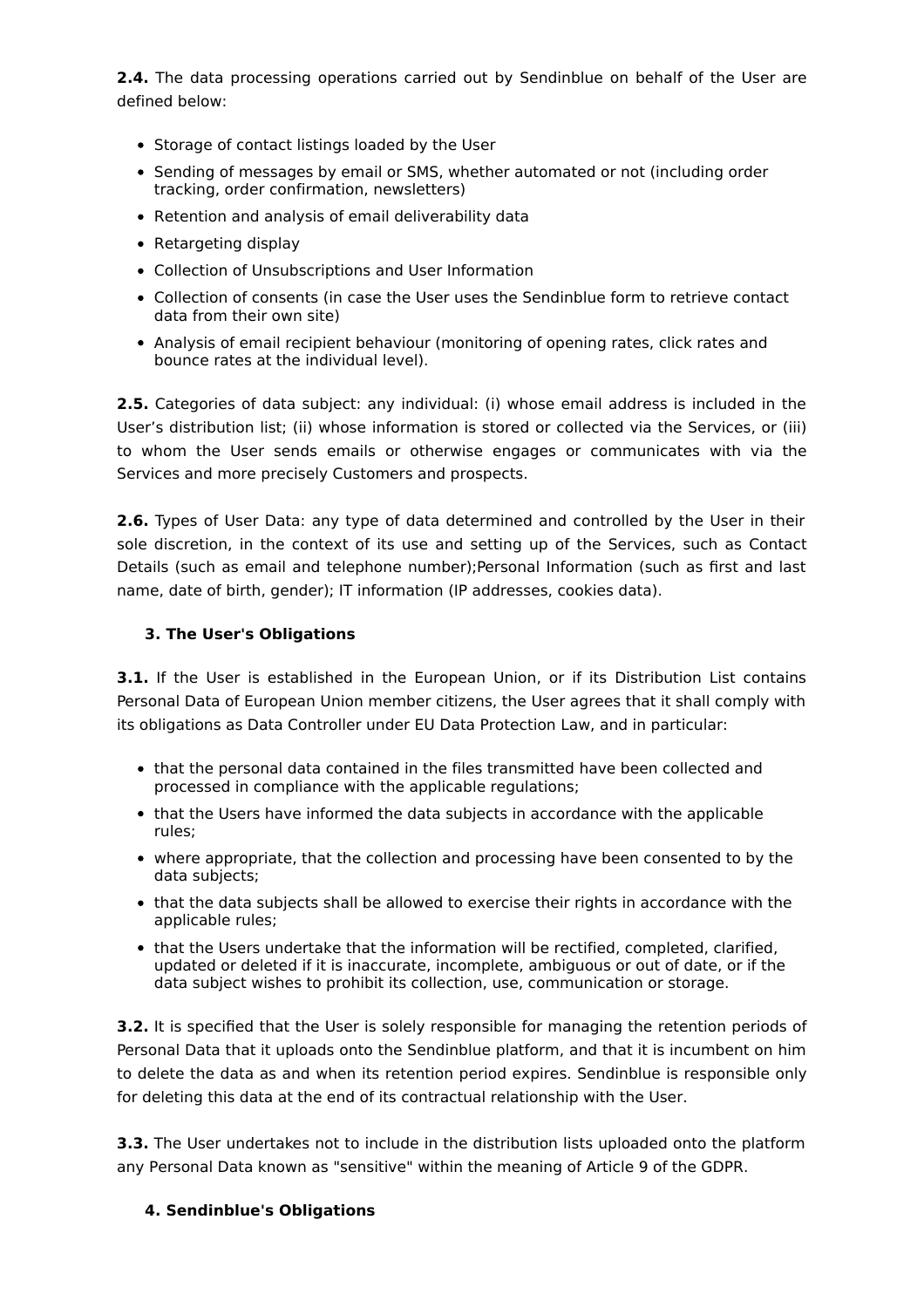**2.4.** The data processing operations carried out by Sendinblue on behalf of the User are defined below:

- Storage of contact listings loaded by the User
- Sending of messages by email or SMS, whether automated or not (including order tracking, order confirmation, newsletters)
- Retention and analysis of email deliverability data
- Retargeting display
- Collection of Unsubscriptions and User Information
- Collection of consents (in case the User uses the Sendinblue form to retrieve contact data from their own site)
- Analysis of email recipient behaviour (monitoring of opening rates, click rates and bounce rates at the individual level).

**2.5.** Categories of data subject: any individual: (i) whose email address is included in the User's distribution list; (ii) whose information is stored or collected via the Services, or (iii) to whom the User sends emails or otherwise engages or communicates with via the Services and more precisely Customers and prospects.

**2.6.** Types of User Data: any type of data determined and controlled by the User in their sole discretion, in the context of its use and setting up of the Services, such as Contact Details (such as email and telephone number);Personal Information (such as first and last name, date of birth, gender); IT information (IP addresses, cookies data).

### 3. The User's Obligations

**3.1.** If the User is established in the European Union, or if its Distribution List contains Personal Data of European Union member citizens, the User agrees that it shall comply with its obligations as Data Controller under EU Data Protection Law, and in particular:

- that the personal data contained in the files transmitted have been collected and processed in compliance with the applicable regulations;
- that the Users have informed the data subjects in accordance with the applicable rules;
- where appropriate, that the collection and processing have been consented to by the data subjects;
- that the data subjects shall be allowed to exercise their rights in accordance with the applicable rules;
- that the Users undertake that the information will be rectified, completed, clarified, updated or deleted if it is inaccurate, incomplete, ambiguous or out of date, or if the data subject wishes to prohibit its collection, use, communication or storage.

**3.2.** It is specified that the User is solely responsible for managing the retention periods of Personal Data that it uploads onto the Sendinblue platform, and that it is incumbent on him to delete the data as and when its retention period expires. Sendinblue is responsible only for deleting this data at the end of its contractual relationship with the User.

**3.3.** The User undertakes not to include in the distribution lists uploaded onto the platform any Personal Data known as "sensitive" within the meaning of Article 9 of the GDPR.

### 4. Sendinblue's Obligations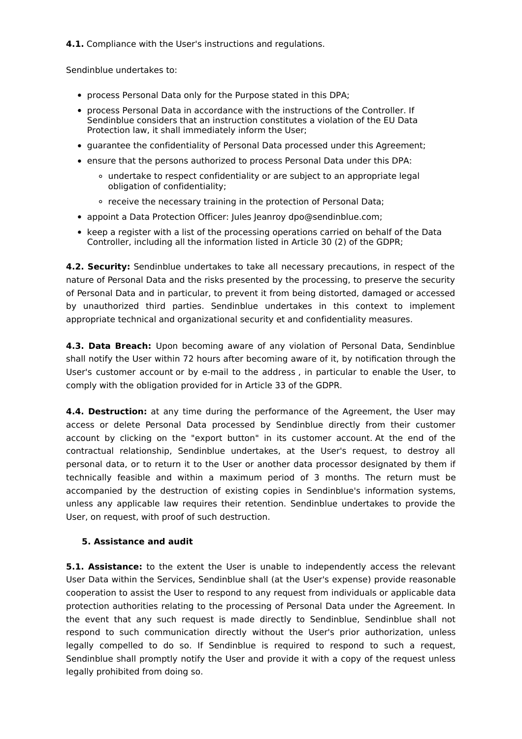**4.1.** Compliance with the User's instructions and regulations.

Sendinblue undertakes to:

- process Personal Data only for the Purpose stated in this DPA;
- process Personal Data in accordance with the instructions of the Controller. If Sendinblue considers that an instruction constitutes a violation of the EU Data Protection law, it shall immediately inform the User;
- guarantee the confidentiality of Personal Data processed under this Agreement;
- ensure that the persons authorized to process Personal Data under this DPA:
  - undertake to respect confidentiality or are subject to an appropriate legal obligation of confidentiality;
  - receive the necessary training in the protection of Personal Data;
- appoint a Data Protection Officer: Jules Jeanroy dpo@sendinblue.com;
- keep a register with a list of the processing operations carried on behalf of the Data Controller, including all the information listed in Article 30 (2) of the GDPR;

**4.2. Security:** Sendinblue undertakes to take all necessary precautions, in respect of the nature of Personal Data and the risks presented by the processing, to preserve the security of Personal Data and in particular, to prevent it from being distorted, damaged or accessed by unauthorized third parties. Sendinblue undertakes in this context to implement appropriate technical and organizational security et and confidentiality measures.

**4.3. Data Breach:** Upon becoming aware of any violation of Personal Data, Sendinblue shall notify the User within 72 hours after becoming aware of it, by notification through the User's customer account or by e-mail to the address , in particular to enable the User, to comply with the obligation provided for in Article 33 of the GDPR.

**4.4. Destruction:** at any time during the performance of the Agreement, the User may access or delete Personal Data processed by Sendinblue directly from their customer account by clicking on the "export button" in its customer account. At the end of the contractual relationship, Sendinblue undertakes, at the User's request, to destroy all personal data, or to return it to the User or another data processor designated by them if technically feasible and within a maximum period of 3 months. The return must be accompanied by the destruction of existing copies in Sendinblue's information systems, unless any applicable law requires their retention. Sendinblue undertakes to provide the User, on request, with proof of such destruction.

**5. Assistance and audit**

**5.1. Assistance:** to the extent the User is unable to independently access the relevant User Data within the Services, Sendinblue shall (at the User's expense) provide reasonable cooperation to assist the User to respond to any request from individuals or applicable data protection authorities relating to the processing of Personal Data under the Agreement. In the event that any such request is made directly to Sendinblue, Sendinblue shall not respond to such communication directly without the User's prior authorization, unless legally compelled to do so. If Sendinblue is required to respond to such a request, Sendinblue shall promptly notify the User and provide it with a copy of the request unless legally prohibited from doing so.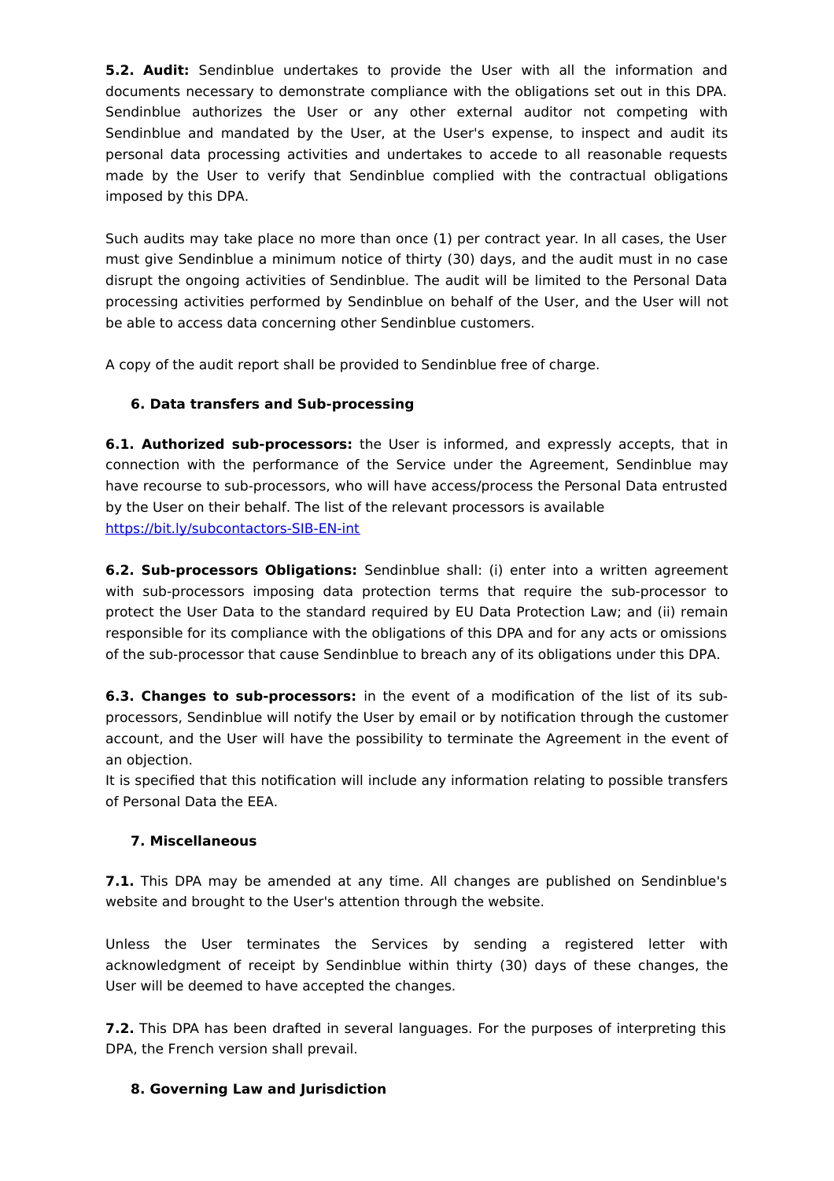**5.2. Audit:** Sendinblue undertakes to provide the User with all the information and documents necessary to demonstrate compliance with the obligations set out in this DPA. Sendinblue authorizes the User or any other external auditor not competing with Sendinblue and mandated by the User, at the User's expense, to inspect and audit its personal data processing activities and undertakes to accede to all reasonable requests made by the User to verify that Sendinblue complied with the contractual obligations imposed by this DPA.

Such audits may take place no more than once (1) per contract year. In all cases, the User must give Sendinblue a minimum notice of thirty (30) days, and the audit must in no case disrupt the ongoing activities of Sendinblue. The audit will be limited to the Personal Data processing activities performed by Sendinblue on behalf of the User, and the User will not be able to access data concerning other Sendinblue customers.

A copy of the audit report shall be provided to Sendinblue free of charge.

## 6. Data transfers and Sub-processing

**6.1. Authorized sub-processors:** the User is informed, and expressly accepts, that in connection with the performance of the Service under the Agreement, Sendinblue may have recourse to sub-processors, who will have access/process the Personal Data entrusted by the User on their behalf. The list of the relevant processors is available [https://bit.ly/subcontactors-SIB-EN-int](https://bit.ly/subcontactors-SIB-EN-int)

**6.2. Sub-processors Obligations:** Sendinblue shall: (i) enter into a written agreement with sub-processors imposing data protection terms that require the sub-processor to protect the User Data to the standard required by EU Data Protection Law; and (ii) remain responsible for its compliance with the obligations of this DPA and for any acts or omissions of the sub-processor that cause Sendinblue to breach any of its obligations under this DPA.

**6.3. Changes to sub-processors:** in the event of a modification of the list of its sub-processors, Sendinblue will notify the User by email or by notification through the customer account, and the User will have the possibility to terminate the Agreement in the event of an objection.
It is specified that this notification will include any information relating to possible transfers of Personal Data the EEA.

## 7. Miscellaneous

**7.1.** This DPA may be amended at any time. All changes are published on Sendinblue's website and brought to the User's attention through the website.

Unless the User terminates the Services by sending a registered letter with acknowledgment of receipt by Sendinblue within thirty (30) days of these changes, the User will be deemed to have accepted the changes.

**7.2.** This DPA has been drafted in several languages. For the purposes of interpreting this DPA, the French version shall prevail.

## 8. Governing Law and Jurisdiction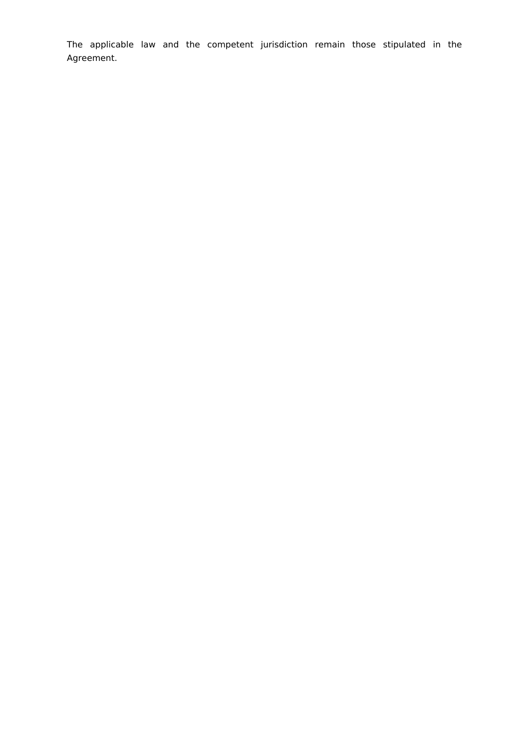The applicable law and the competent jurisdiction remain those stipulated in the Agreement.